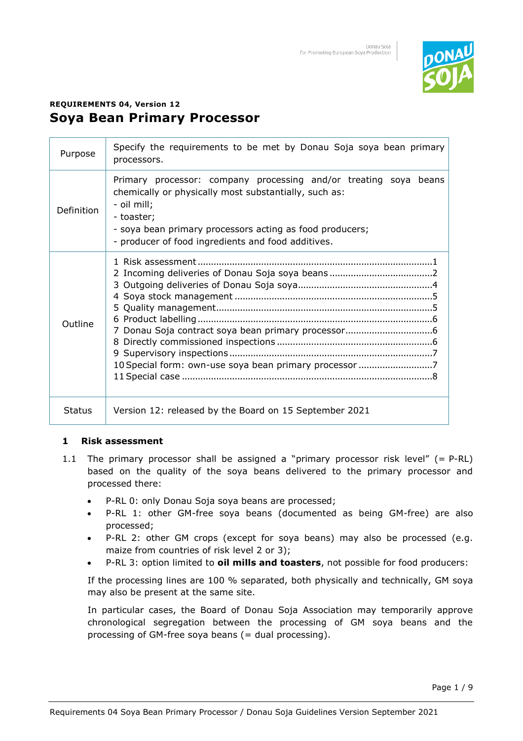**REQUIREMENTS 04, Version 12**

# Soya Bean Primary Processor

| | |
|---|---|
| Purpose | Specify the requirements to be met by Donau Soja soya bean primary processors. |
| Definition | Primary processor: company processing and/or treating soya beans chemically or physically most substantially, such as:<br>- oil mill;<br>- toaster;<br>- soya bean primary processors acting as food producers;<br>- producer of food ingredients and food additives. |
| Outline | 1 Risk assessment ....1<br>2 Incoming deliveries of Donau Soja soya beans ....2<br>3 Outgoing deliveries of Donau Soja soya ....4<br>4 Soya stock management ....5<br>5 Quality management ....5<br>6 Product labelling ....6<br>7 Donau Soja contract soya bean primary processor ....6<br>8 Directly commissioned inspections ....6<br>9 Supervisory inspections ....7<br>10 Special form: own-use soya bean primary processor ....7<br>11 Special case ....8 |
| Status | Version 12: released by the Board on 15 September 2021 |

## 1 Risk assessment

1.1 The primary processor shall be assigned a "primary processor risk level" (= P-RL) based on the quality of the soya beans delivered to the primary processor and processed there:

- P-RL 0: only Donau Soja soya beans are processed;
- P-RL 1: other GM-free soya beans (documented as being GM-free) are also processed;
- P-RL 2: other GM crops (except for soya beans) may also be processed (e.g. maize from countries of risk level 2 or 3);
- P-RL 3: option limited to **oil mills and toasters**, not possible for food producers:

If the processing lines are 100 % separated, both physically and technically, GM soya may also be present at the same site.

In particular cases, the Board of Donau Soja Association may temporarily approve chronological segregation between the processing of GM soya beans and the processing of GM-free soya beans (= dual processing).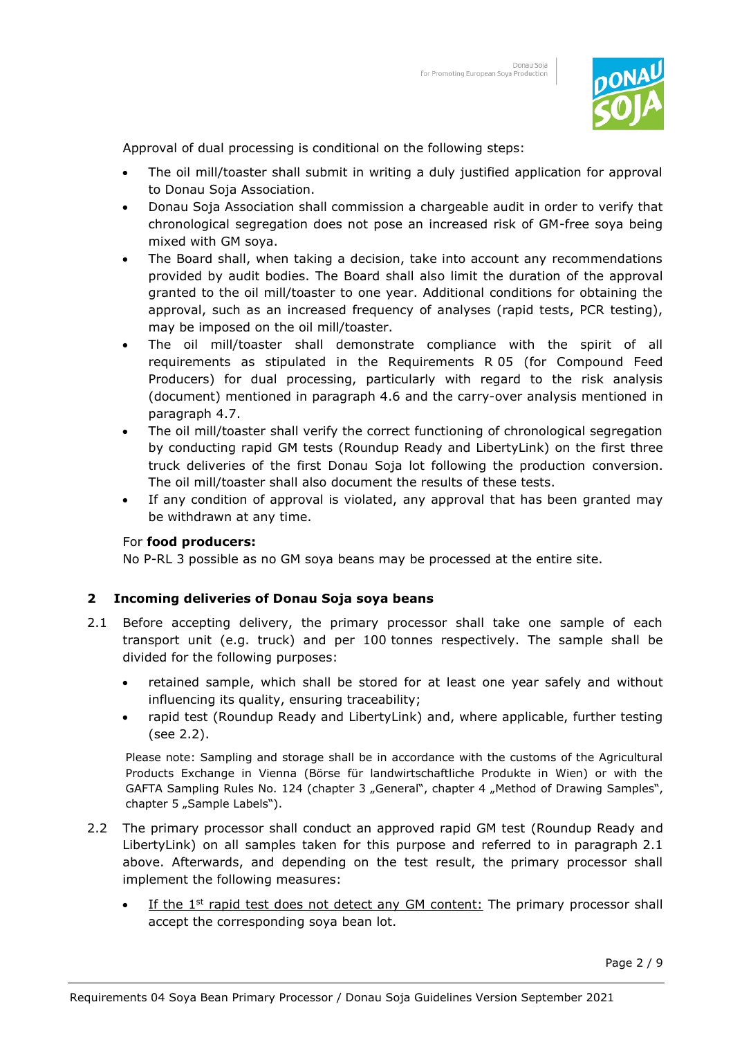Approval of dual processing is conditional on the following steps:

- The oil mill/toaster shall submit in writing a duly justified application for approval to Donau Soja Association.
- Donau Soja Association shall commission a chargeable audit in order to verify that chronological segregation does not pose an increased risk of GM-free soya being mixed with GM soya.
- The Board shall, when taking a decision, take into account any recommendations provided by audit bodies. The Board shall also limit the duration of the approval granted to the oil mill/toaster to one year. Additional conditions for obtaining the approval, such as an increased frequency of analyses (rapid tests, PCR testing), may be imposed on the oil mill/toaster.
- The oil mill/toaster shall demonstrate compliance with the spirit of all requirements as stipulated in the Requirements R 05 (for Compound Feed Producers) for dual processing, particularly with regard to the risk analysis (document) mentioned in paragraph 4.6 and the carry-over analysis mentioned in paragraph 4.7.
- The oil mill/toaster shall verify the correct functioning of chronological segregation by conducting rapid GM tests (Roundup Ready and LibertyLink) on the first three truck deliveries of the first Donau Soja lot following the production conversion. The oil mill/toaster shall also document the results of these tests.
- If any condition of approval is violated, any approval that has been granted may be withdrawn at any time.

For **food producers:**
No P-RL 3 possible as no GM soya beans may be processed at the entire site.

## 2 Incoming deliveries of Donau Soja soya beans

2.1 Before accepting delivery, the primary processor shall take one sample of each transport unit (e.g. truck) and per 100 tonnes respectively. The sample shall be divided for the following purposes:

- retained sample, which shall be stored for at least one year safely and without influencing its quality, ensuring traceability;
- rapid test (Roundup Ready and LibertyLink) and, where applicable, further testing (see 2.2).

Please note: Sampling and storage shall be in accordance with the customs of the Agricultural Products Exchange in Vienna (Börse für landwirtschaftliche Produkte in Wien) or with the GAFTA Sampling Rules No. 124 (chapter 3 „General", chapter 4 „Method of Drawing Samples", chapter 5 „Sample Labels").

2.2 The primary processor shall conduct an approved rapid GM test (Roundup Ready and LibertyLink) on all samples taken for this purpose and referred to in paragraph 2.1 above. Afterwards, and depending on the test result, the primary processor shall implement the following measures:

- If the 1st rapid test does not detect any GM content: The primary processor shall accept the corresponding soya bean lot.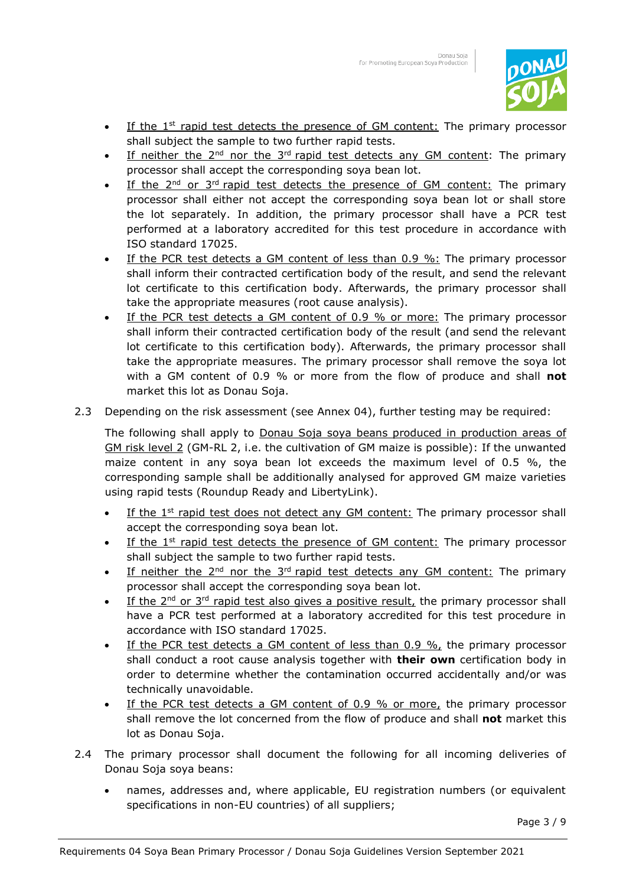- If the 1st rapid test detects the presence of GM content: The primary processor shall subject the sample to two further rapid tests.
- If neither the 2nd nor the 3rd rapid test detects any GM content: The primary processor shall accept the corresponding soya bean lot.
- If the 2nd or 3rd rapid test detects the presence of GM content: The primary processor shall either not accept the corresponding soya bean lot or shall store the lot separately. In addition, the primary processor shall have a PCR test performed at a laboratory accredited for this test procedure in accordance with ISO standard 17025.
- If the PCR test detects a GM content of less than 0.9 %: The primary processor shall inform their contracted certification body of the result, and send the relevant lot certificate to this certification body. Afterwards, the primary processor shall take the appropriate measures (root cause analysis).
- If the PCR test detects a GM content of 0.9 % or more: The primary processor shall inform their contracted certification body of the result (and send the relevant lot certificate to this certification body). Afterwards, the primary processor shall take the appropriate measures. The primary processor shall remove the soya lot with a GM content of 0.9 % or more from the flow of produce and shall **not** market this lot as Donau Soja.

2.3 Depending on the risk assessment (see Annex 04), further testing may be required:

The following shall apply to Donau Soja soya beans produced in production areas of GM risk level 2 (GM-RL 2, i.e. the cultivation of GM maize is possible): If the unwanted maize content in any soya bean lot exceeds the maximum level of 0.5 %, the corresponding sample shall be additionally analysed for approved GM maize varieties using rapid tests (Roundup Ready and LibertyLink).

- If the 1st rapid test does not detect any GM content: The primary processor shall accept the corresponding soya bean lot.
- If the 1st rapid test detects the presence of GM content: The primary processor shall subject the sample to two further rapid tests.
- If neither the 2nd nor the 3rd rapid test detects any GM content: The primary processor shall accept the corresponding soya bean lot.
- If the 2nd or 3rd rapid test also gives a positive result, the primary processor shall have a PCR test performed at a laboratory accredited for this test procedure in accordance with ISO standard 17025.
- If the PCR test detects a GM content of less than 0.9 %, the primary processor shall conduct a root cause analysis together with **their own** certification body in order to determine whether the contamination occurred accidentally and/or was technically unavoidable.
- If the PCR test detects a GM content of 0.9 % or more, the primary processor shall remove the lot concerned from the flow of produce and shall **not** market this lot as Donau Soja.

2.4 The primary processor shall document the following for all incoming deliveries of Donau Soja soya beans:

- names, addresses and, where applicable, EU registration numbers (or equivalent specifications in non-EU countries) of all suppliers;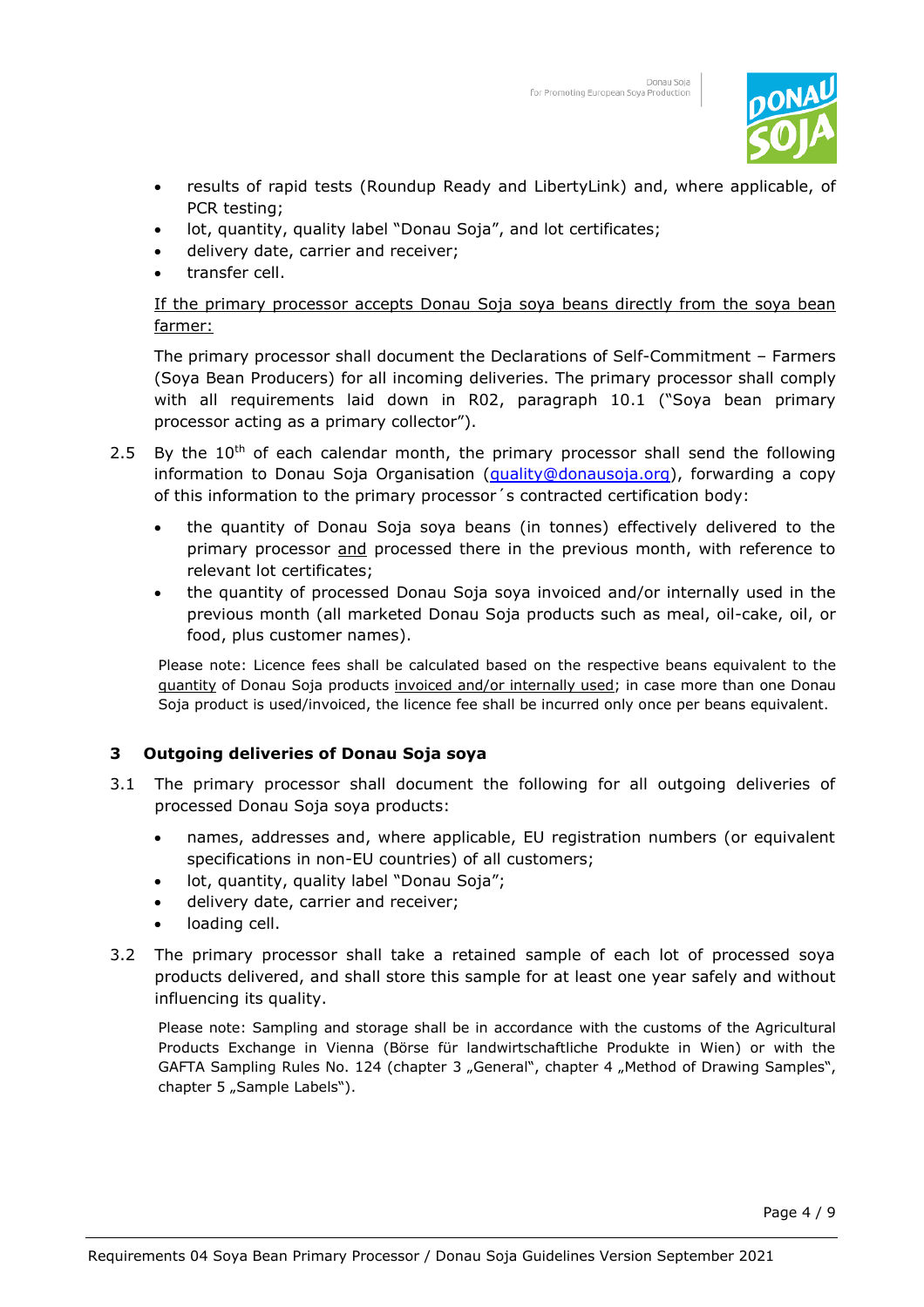- results of rapid tests (Roundup Ready and LibertyLink) and, where applicable, of PCR testing;
- lot, quantity, quality label "Donau Soja", and lot certificates;
- delivery date, carrier and receiver;
- transfer cell.

<u>If the primary processor accepts Donau Soja soya beans directly from the soya bean farmer:</u>

The primary processor shall document the Declarations of Self-Commitment – Farmers (Soya Bean Producers) for all incoming deliveries. The primary processor shall comply with all requirements laid down in R02, paragraph 10.1 ("Soya bean primary processor acting as a primary collector").

2.5 By the 10th of each calendar month, the primary processor shall send the following information to Donau Soja Organisation (quality@donausoja.org), forwarding a copy of this information to the primary processor´s contracted certification body:

- the quantity of Donau Soja soya beans (in tonnes) effectively delivered to the primary processor <u>and</u> processed there in the previous month, with reference to relevant lot certificates;
- the quantity of processed Donau Soja soya invoiced and/or internally used in the previous month (all marketed Donau Soja products such as meal, oil-cake, oil, or food, plus customer names).

Please note: Licence fees shall be calculated based on the respective beans equivalent to the <u>quantity</u> of Donau Soja products <u>invoiced and/or internally used</u>; in case more than one Donau Soja product is used/invoiced, the licence fee shall be incurred only once per beans equivalent.

## 3 Outgoing deliveries of Donau Soja soya

3.1 The primary processor shall document the following for all outgoing deliveries of processed Donau Soja soya products:

- names, addresses and, where applicable, EU registration numbers (or equivalent specifications in non-EU countries) of all customers;
- lot, quantity, quality label "Donau Soja";
- delivery date, carrier and receiver;
- loading cell.

3.2 The primary processor shall take a retained sample of each lot of processed soya products delivered, and shall store this sample for at least one year safely and without influencing its quality.

Please note: Sampling and storage shall be in accordance with the customs of the Agricultural Products Exchange in Vienna (Börse für landwirtschaftliche Produkte in Wien) or with the GAFTA Sampling Rules No. 124 (chapter 3 „General", chapter 4 „Method of Drawing Samples", chapter 5 „Sample Labels").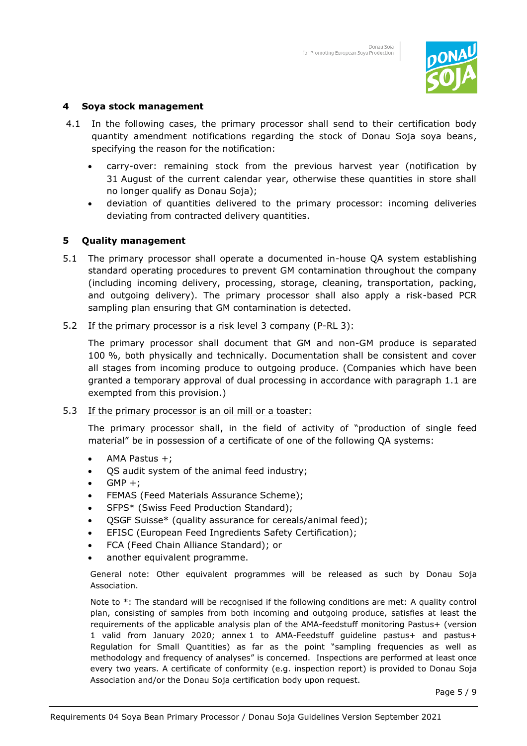## 4 Soya stock management

4.1 In the following cases, the primary processor shall send to their certification body quantity amendment notifications regarding the stock of Donau Soja soya beans, specifying the reason for the notification:

- carry-over: remaining stock from the previous harvest year (notification by 31 August of the current calendar year, otherwise these quantities in store shall no longer qualify as Donau Soja);
- deviation of quantities delivered to the primary processor: incoming deliveries deviating from contracted delivery quantities.

## 5 Quality management

5.1 The primary processor shall operate a documented in-house QA system establishing standard operating procedures to prevent GM contamination throughout the company (including incoming delivery, processing, storage, cleaning, transportation, packing, and outgoing delivery). The primary processor shall also apply a risk-based PCR sampling plan ensuring that GM contamination is detected.

5.2 If the primary processor is a risk level 3 company (P-RL 3):

The primary processor shall document that GM and non-GM produce is separated 100 %, both physically and technically. Documentation shall be consistent and cover all stages from incoming produce to outgoing produce. (Companies which have been granted a temporary approval of dual processing in accordance with paragraph 1.1 are exempted from this provision.)

5.3 If the primary processor is an oil mill or a toaster:

The primary processor shall, in the field of activity of "production of single feed material" be in possession of a certificate of one of the following QA systems:

- AMA Pastus +;
- QS audit system of the animal feed industry;
- GMP +;
- FEMAS (Feed Materials Assurance Scheme);
- SFPS* (Swiss Feed Production Standard);
- QSGF Suisse* (quality assurance for cereals/animal feed);
- EFISC (European Feed Ingredients Safety Certification);
- FCA (Feed Chain Alliance Standard); or
- another equivalent programme.

General note: Other equivalent programmes will be released as such by Donau Soja Association.

Note to *: The standard will be recognised if the following conditions are met: A quality control plan, consisting of samples from both incoming and outgoing produce, satisfies at least the requirements of the applicable analysis plan of the AMA-feedstuff monitoring Pastus+ (version 1 valid from January 2020; annex 1 to AMA-Feedstuff guideline pastus+ and pastus+ Regulation for Small Quantities) as far as the point "sampling frequencies as well as methodology and frequency of analyses" is concerned. Inspections are performed at least once every two years. A certificate of conformity (e.g. inspection report) is provided to Donau Soja Association and/or the Donau Soja certification body upon request.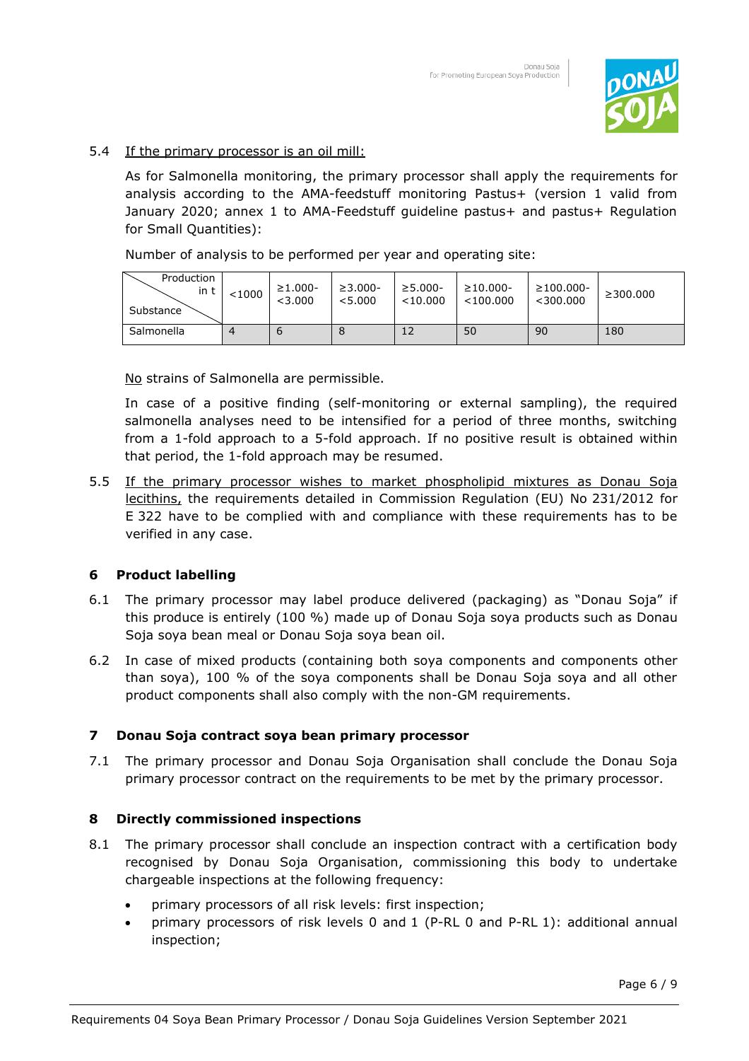5.4 If the primary processor is an oil mill:

As for Salmonella monitoring, the primary processor shall apply the requirements for analysis according to the AMA-feedstuff monitoring Pastus+ (version 1 valid from January 2020; annex 1 to AMA-Feedstuff guideline pastus+ and pastus+ Regulation for Small Quantities):

Number of analysis to be performed per year and operating site:

| Production in t / Substance | <1000 | ≥1.000-<3.000 | ≥3.000-<5.000 | ≥5.000-<10.000 | ≥10.000-<100.000 | ≥100.000-<300.000 | ≥300.000 |
|---|---|---|---|---|---|---|---|
| Salmonella | 4 | 6 | 8 | 12 | 50 | 90 | 180 |

No strains of Salmonella are permissible.

In case of a positive finding (self-monitoring or external sampling), the required salmonella analyses need to be intensified for a period of three months, switching from a 1-fold approach to a 5-fold approach. If no positive result is obtained within that period, the 1-fold approach may be resumed.

5.5 If the primary processor wishes to market phospholipid mixtures as Donau Soja lecithins, the requirements detailed in Commission Regulation (EU) No 231/2012 for E 322 have to be complied with and compliance with these requirements has to be verified in any case.

## 6 Product labelling

6.1 The primary processor may label produce delivered (packaging) as "Donau Soja" if this produce is entirely (100 %) made up of Donau Soja soya products such as Donau Soja soya bean meal or Donau Soja soya bean oil.

6.2 In case of mixed products (containing both soya components and components other than soya), 100 % of the soya components shall be Donau Soja soya and all other product components shall also comply with the non-GM requirements.

## 7 Donau Soja contract soya bean primary processor

7.1 The primary processor and Donau Soja Organisation shall conclude the Donau Soja primary processor contract on the requirements to be met by the primary processor.

## 8 Directly commissioned inspections

8.1 The primary processor shall conclude an inspection contract with a certification body recognised by Donau Soja Organisation, commissioning this body to undertake chargeable inspections at the following frequency:

- primary processors of all risk levels: first inspection;
- primary processors of risk levels 0 and 1 (P-RL 0 and P-RL 1): additional annual inspection;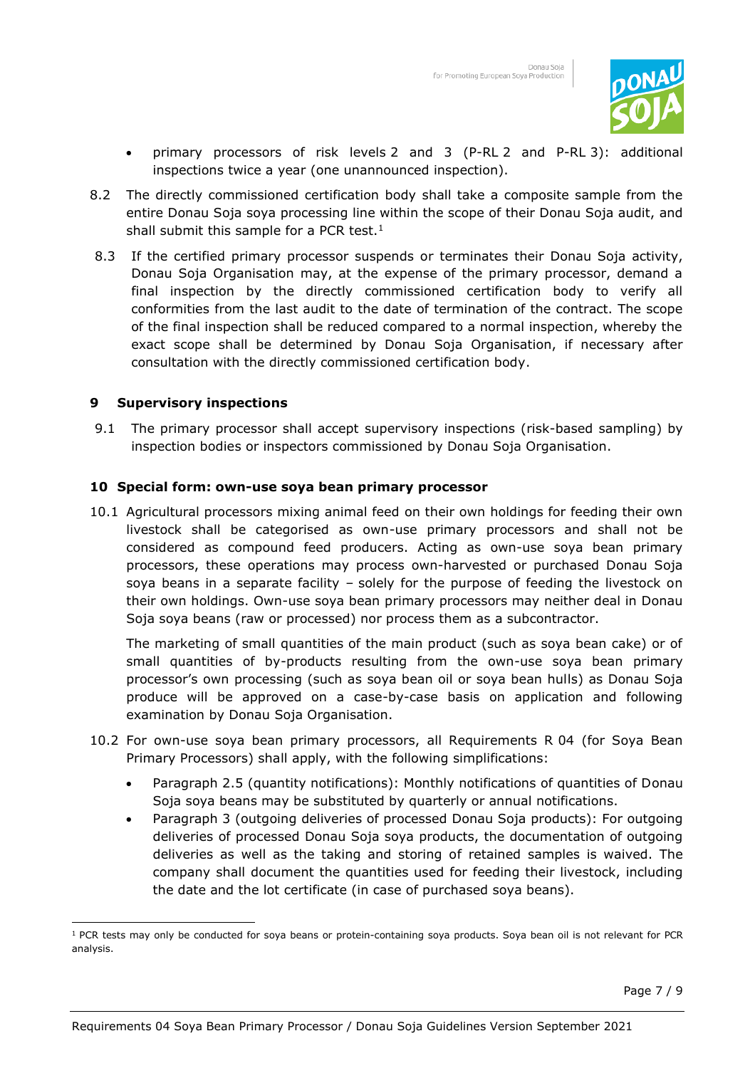- primary processors of risk levels 2 and 3 (P-RL 2 and P-RL 3): additional inspections twice a year (one unannounced inspection).

8.2 The directly commissioned certification body shall take a composite sample from the entire Donau Soja soya processing line within the scope of their Donau Soja audit, and shall submit this sample for a PCR test.[1]

8.3 If the certified primary processor suspends or terminates their Donau Soja activity, Donau Soja Organisation may, at the expense of the primary processor, demand a final inspection by the directly commissioned certification body to verify all conformities from the last audit to the date of termination of the contract. The scope of the final inspection shall be reduced compared to a normal inspection, whereby the exact scope shall be determined by Donau Soja Organisation, if necessary after consultation with the directly commissioned certification body.

## 9 Supervisory inspections

9.1 The primary processor shall accept supervisory inspections (risk-based sampling) by inspection bodies or inspectors commissioned by Donau Soja Organisation.

## 10 Special form: own-use soya bean primary processor

10.1 Agricultural processors mixing animal feed on their own holdings for feeding their own livestock shall be categorised as own-use primary processors and shall not be considered as compound feed producers. Acting as own-use soya bean primary processors, these operations may process own-harvested or purchased Donau Soja soya beans in a separate facility – solely for the purpose of feeding the livestock on their own holdings. Own-use soya bean primary processors may neither deal in Donau Soja soya beans (raw or processed) nor process them as a subcontractor.

The marketing of small quantities of the main product (such as soya bean cake) or of small quantities of by-products resulting from the own-use soya bean primary processor's own processing (such as soya bean oil or soya bean hulls) as Donau Soja produce will be approved on a case-by-case basis on application and following examination by Donau Soja Organisation.

10.2 For own-use soya bean primary processors, all Requirements R 04 (for Soya Bean Primary Processors) shall apply, with the following simplifications:

- Paragraph 2.5 (quantity notifications): Monthly notifications of quantities of Donau Soja soya beans may be substituted by quarterly or annual notifications.
- Paragraph 3 (outgoing deliveries of processed Donau Soja products): For outgoing deliveries of processed Donau Soja soya products, the documentation of outgoing deliveries as well as the taking and storing of retained samples is waived. The company shall document the quantities used for feeding their livestock, including the date and the lot certificate (in case of purchased soya beans).

[1] PCR tests may only be conducted for soya beans or protein-containing soya products. Soya bean oil is not relevant for PCR analysis.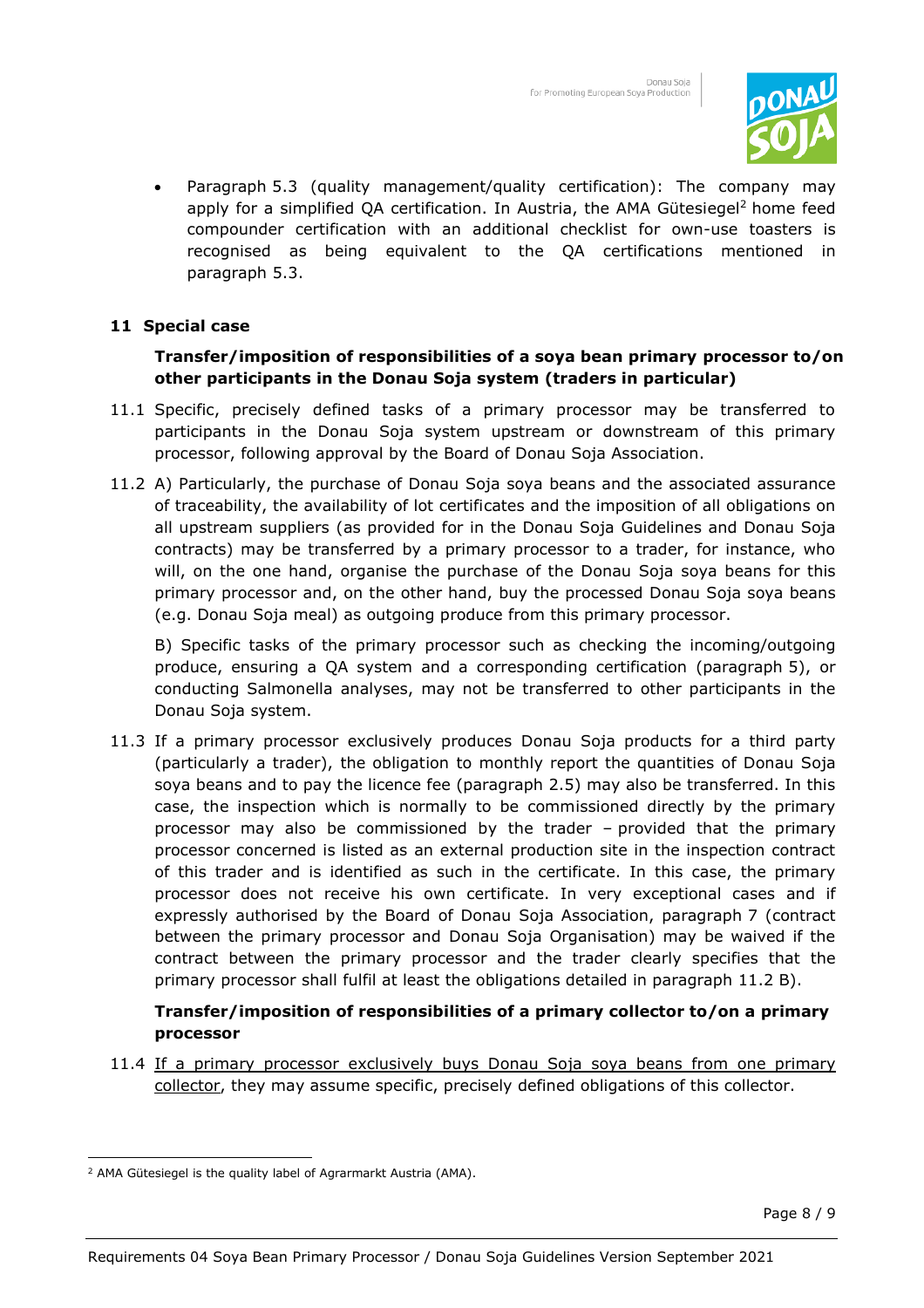- Paragraph 5.3 (quality management/quality certification): The company may apply for a simplified QA certification. In Austria, the AMA Gütesiegel[2] home feed compounder certification with an additional checklist for own-use toasters is recognised as being equivalent to the QA certifications mentioned in paragraph 5.3.

## 11 Special case

### Transfer/imposition of responsibilities of a soya bean primary processor to/on other participants in the Donau Soja system (traders in particular)

11.1 Specific, precisely defined tasks of a primary processor may be transferred to participants in the Donau Soja system upstream or downstream of this primary processor, following approval by the Board of Donau Soja Association.

11.2 A) Particularly, the purchase of Donau Soja soya beans and the associated assurance of traceability, the availability of lot certificates and the imposition of all obligations on all upstream suppliers (as provided for in the Donau Soja Guidelines and Donau Soja contracts) may be transferred by a primary processor to a trader, for instance, who will, on the one hand, organise the purchase of the Donau Soja soya beans for this primary processor and, on the other hand, buy the processed Donau Soja soya beans (e.g. Donau Soja meal) as outgoing produce from this primary processor.

B) Specific tasks of the primary processor such as checking the incoming/outgoing produce, ensuring a QA system and a corresponding certification (paragraph 5), or conducting Salmonella analyses, may not be transferred to other participants in the Donau Soja system.

11.3 If a primary processor exclusively produces Donau Soja products for a third party (particularly a trader), the obligation to monthly report the quantities of Donau Soja soya beans and to pay the licence fee (paragraph 2.5) may also be transferred. In this case, the inspection which is normally to be commissioned directly by the primary processor may also be commissioned by the trader – provided that the primary processor concerned is listed as an external production site in the inspection contract of this trader and is identified as such in the certificate. In this case, the primary processor does not receive his own certificate. In very exceptional cases and if expressly authorised by the Board of Donau Soja Association, paragraph 7 (contract between the primary processor and Donau Soja Organisation) may be waived if the contract between the primary processor and the trader clearly specifies that the primary processor shall fulfil at least the obligations detailed in paragraph 11.2 B).

### Transfer/imposition of responsibilities of a primary collector to/on a primary processor

11.4 <u>If a primary processor exclusively buys Donau Soja soya beans from one primary collector</u>, they may assume specific, precisely defined obligations of this collector.

[2] AMA Gütesiegel is the quality label of Agrarmarkt Austria (AMA).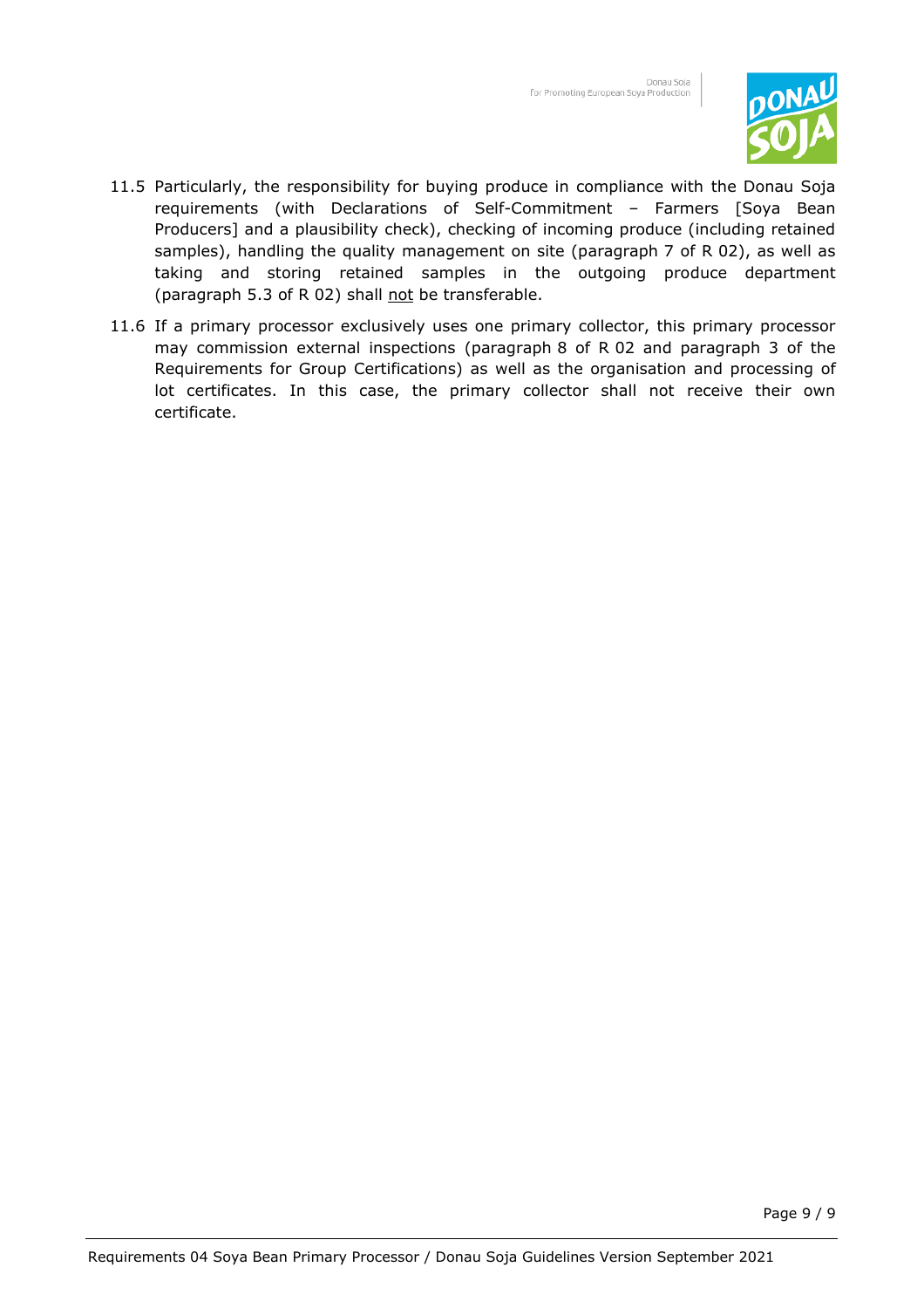11.5 Particularly, the responsibility for buying produce in compliance with the Donau Soja requirements (with Declarations of Self-Commitment – Farmers [Soya Bean Producers] and a plausibility check), checking of incoming produce (including retained samples), handling the quality management on site (paragraph 7 of R 02), as well as taking and storing retained samples in the outgoing produce department (paragraph 5.3 of R 02) shall <u>not</u> be transferable.

11.6 If a primary processor exclusively uses one primary collector, this primary processor may commission external inspections (paragraph 8 of R 02 and paragraph 3 of the Requirements for Group Certifications) as well as the organisation and processing of lot certificates. In this case, the primary collector shall not receive their own certificate.